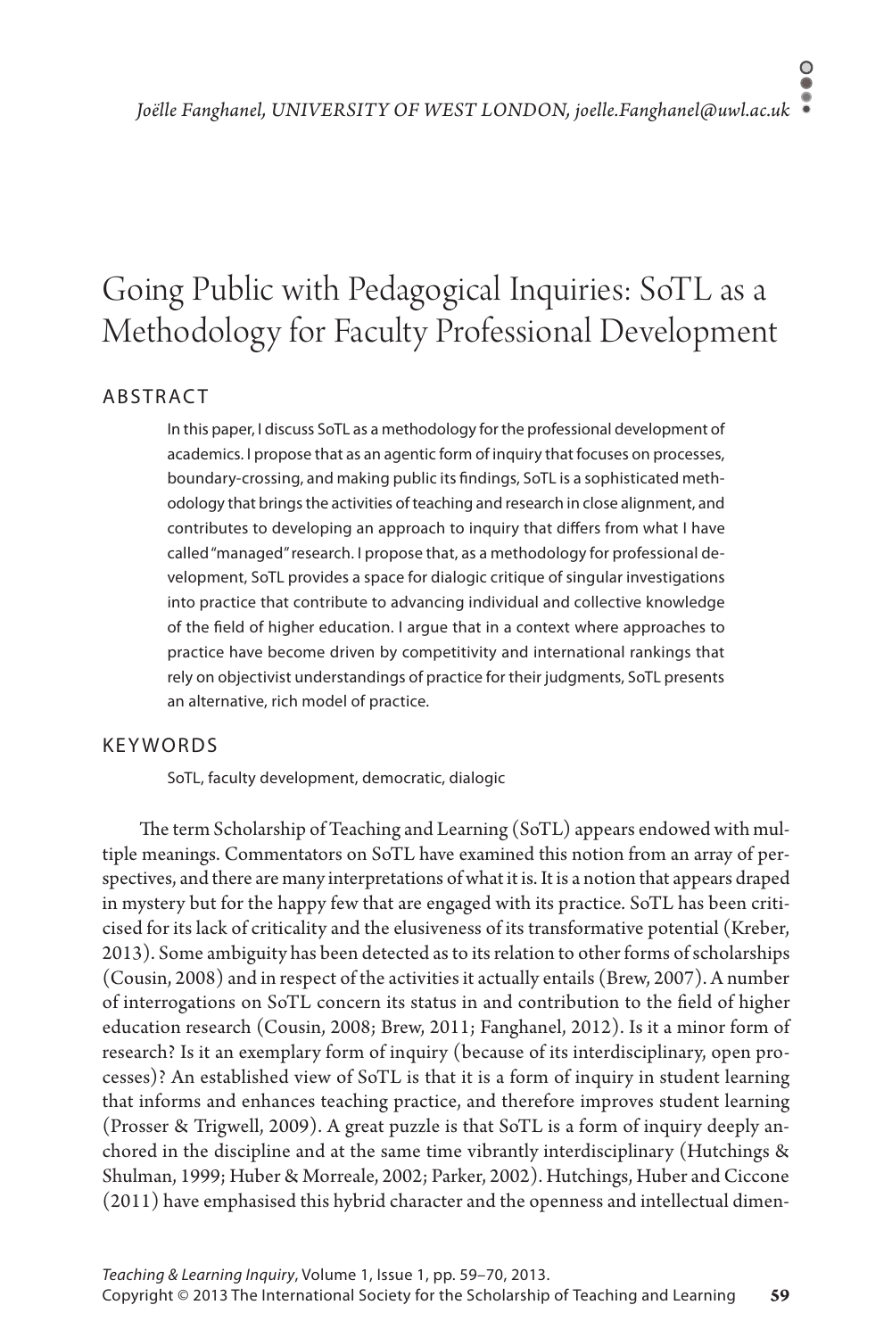*Joëlle Fanghanel, UNIVERSITY OF WEST LONDON, joelle.Fanghanel@uwl.ac.uk*

# Going Public with Pedagogical Inquiries: SoTL as a Methodology for Faculty Professional Development

## ABSTRACT

In this paper, I discuss SoTL as a methodology for the professional development of academics. I propose that as an agentic form of inquiry that focuses on processes, boundary-crossing, and making public its findings, SoTL is a sophisticated methodology that brings the activities of teaching and research in close alignment, and contributes to developing an approach to inquiry that differs from what I have called "managed" research. I propose that, as a methodology for professional development, SoTL provides a space for dialogic critique of singular investigations into practice that contribute to advancing individual and collective knowledge of the field of higher education. I argue that in a context where approaches to practice have become driven by competitivity and international rankings that rely on objectivist understandings of practice for their judgments, SoTL presents an alternative, rich model of practice.

## KEYWORDS

SoTL, faculty development, democratic, dialogic

The term Scholarship of Teaching and Learning (SoTL) appears endowed with multiple meanings. Commentators on SoTL have examined this notion from an array of perspectives, and there are many interpretations of what it is. It is a notion that appears draped in mystery but for the happy few that are engaged with its practice. SoTL has been criticised for its lack of criticality and the elusiveness of its transformative potential (Kreber, 2013). Some ambiguity has been detected as to its relation to other forms of scholarships (Cousin, 2008) and in respect of the activities it actually entails (Brew, 2007). A number of interrogations on SoTL concern its status in and contribution to the field of higher education research (Cousin, 2008; Brew, 2011; Fanghanel, 2012). Is it a minor form of research? Is it an exemplary form of inquiry (because of its interdisciplinary, open processes)? An established view of SoTL is that it is a form of inquiry in student learning that informs and enhances teaching practice, and therefore improves student learning (Prosser & Trigwell, 2009). A great puzzle is that SoTL is a form of inquiry deeply anchored in the discipline and at the same time vibrantly interdisciplinary (Hutchings & Shulman, 1999; Huber & Morreale, 2002; Parker, 2002). Hutchings, Huber and Ciccone (2011) have emphasised this hybrid character and the openness and intellectual dimen-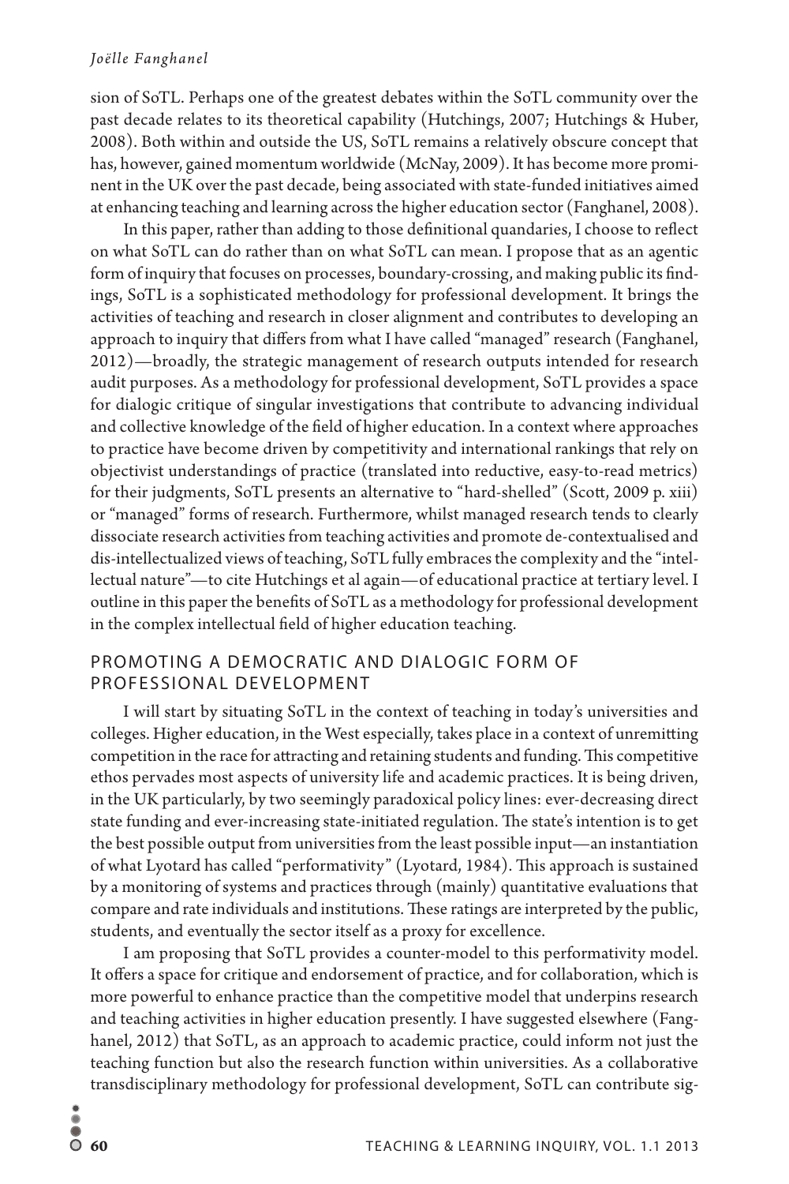sion of SoTL. Perhaps one of the greatest debates within the SoTL community over the past decade relates to its theoretical capability (Hutchings, 2007; Hutchings & Huber, 2008). Both within and outside the US, SoTL remains a relatively obscure concept that has, however, gained momentum worldwide (McNay, 2009). It has become more prominent in the UK over the past decade, being associated with state-funded initiatives aimed at enhancing teaching and learning across the higher education sector (Fanghanel, 2008).

In this paper, rather than adding to those definitional quandaries, I choose to reflect on what SoTL can do rather than on what SoTL can mean. I propose that as an agentic form of inquiry that focuses on processes, boundary-crossing, and making public its findings, SoTL is a sophisticated methodology for professional development. It brings the activities of teaching and research in closer alignment and contributes to developing an approach to inquiry that differs from what I have called "managed" research (Fanghanel, 2012)—broadly, the strategic management of research outputs intended for research audit purposes. As a methodology for professional development, SoTL provides a space for dialogic critique of singular investigations that contribute to advancing individual and collective knowledge of the field of higher education. In a context where approaches to practice have become driven by competitivity and international rankings that rely on objectivist understandings of practice (translated into reductive, easy-to-read metrics) for their judgments, SoTL presents an alternative to "hard-shelled" (Scott, 2009 p. xiii) or "managed" forms of research. Furthermore, whilst managed research tends to clearly dissociate research activities from teaching activities and promote de-contextualised and dis-intellectualized views of teaching, SoTL fully embraces the complexity and the "intellectual nature"—to cite Hutchings et al again—of educational practice at tertiary level. I outline in this paper the benefits of SoTL as a methodology for professional development in the complex intellectual field of higher education teaching.

## PROMOTING A DEMOCRATIC AND DIALOGIC FORM OF PROFESSIONAL DEVELOPMENT

I will start by situating SoTL in the context of teaching in today's universities and colleges. Higher education, in the West especially, takes place in a context of unremitting competition in the race for attracting and retaining students and funding. This competitive ethos pervades most aspects of university life and academic practices. It is being driven, in the UK particularly, by two seemingly paradoxical policy lines: ever-decreasing direct state funding and ever-increasing state-initiated regulation. The state's intention is to get the best possible output from universities from the least possible input—an instantiation of what Lyotard has called "performativity" (Lyotard, 1984). This approach is sustained by a monitoring of systems and practices through (mainly) quantitative evaluations that compare and rate individuals and institutions. These ratings are interpreted by the public, students, and eventually the sector itself as a proxy for excellence.

I am proposing that SoTL provides a counter-model to this performativity model. It offers a space for critique and endorsement of practice, and for collaboration, which is more powerful to enhance practice than the competitive model that underpins research and teaching activities in higher education presently. I have suggested elsewhere (Fanghanel, 2012) that SoTL, as an approach to academic practice, could inform not just the teaching function but also the research function within universities. As a collaborative transdisciplinary methodology for professional development, SoTL can contribute sig-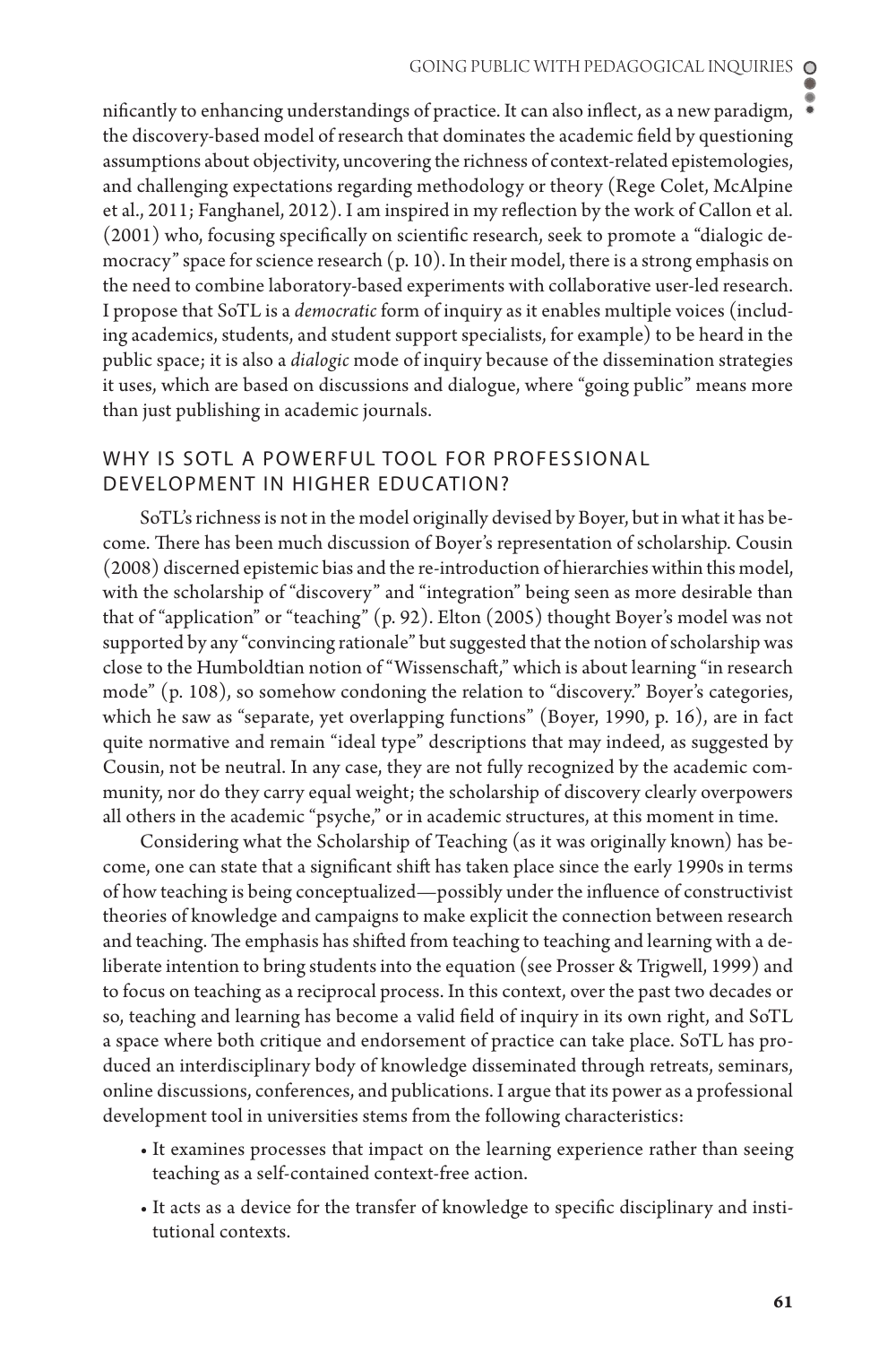nificantly to enhancing understandings of practice. It can also inflect, as a new paradigm, the discovery-based model of research that dominates the academic field by questioning assumptions about objectivity, uncovering the richness of context-related epistemologies, and challenging expectations regarding methodology or theory (Rege Colet, McAlpine et al., 2011; Fanghanel, 2012). I am inspired in my reflection by the work of Callon et al. (2001) who, focusing specifically on scientific research, seek to promote a "dialogic democracy" space for science research (p. 10). In their model, there is a strong emphasis on the need to combine laboratory-based experiments with collaborative user-led research. I propose that SoTL is a *democratic* form of inquiry as it enables multiple voices (including academics, students, and student support specialists, for example) to be heard in the public space; it is also a *dialogic* mode of inquiry because of the dissemination strategies it uses, which are based on discussions and dialogue, where "going public" means more than just publishing in academic journals.

## WHY IS SOTL A POWERFUL TOOL FOR PROFESSIONAL DEVELOPMENT IN HIGHER EDUCATION?

SoTL's richness is not in the model originally devised by Boyer, but in what it has become. There has been much discussion of Boyer's representation of scholarship. Cousin (2008) discerned epistemic bias and the re-introduction of hierarchies within this model, with the scholarship of "discovery" and "integration" being seen as more desirable than that of "application" or "teaching" (p. 92). Elton (2005) thought Boyer's model was not supported by any "convincing rationale" but suggested that the notion of scholarship was close to the Humboldtian notion of "Wissenschaft," which is about learning "in research mode" (p. 108), so somehow condoning the relation to "discovery." Boyer's categories, which he saw as "separate, yet overlapping functions" (Boyer, 1990, p. 16), are in fact quite normative and remain "ideal type" descriptions that may indeed, as suggested by Cousin, not be neutral. In any case, they are not fully recognized by the academic community, nor do they carry equal weight; the scholarship of discovery clearly overpowers all others in the academic "psyche," or in academic structures, at this moment in time.

Considering what the Scholarship of Teaching (as it was originally known) has become, one can state that a significant shift has taken place since the early 1990s in terms of how teaching is being conceptualized—possibly under the influence of constructivist theories of knowledge and campaigns to make explicit the connection between research and teaching. The emphasis has shifted from teaching to teaching and learning with a deliberate intention to bring students into the equation (see Prosser & Trigwell, 1999) and to focus on teaching as a reciprocal process. In this context, over the past two decades or so, teaching and learning has become a valid field of inquiry in its own right, and SoTL a space where both critique and endorsement of practice can take place. SoTL has produced an interdisciplinary body of knowledge disseminated through retreats, seminars, online discussions, conferences, and publications. I argue that its power as a professional development tool in universities stems from the following characteristics:

- It examines processes that impact on the learning experience rather than seeing teaching as a self-contained context-free action.
- It acts as a device for the transfer of knowledge to specific disciplinary and institutional contexts.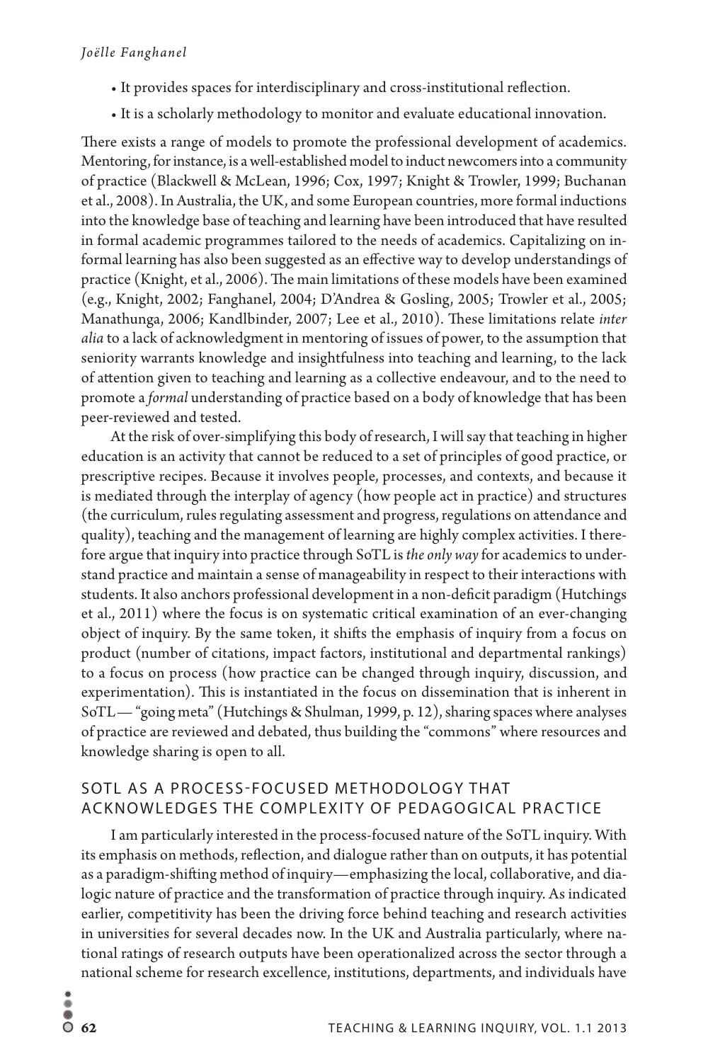- It provides spaces for interdisciplinary and cross-institutional reflection.
- It is a scholarly methodology to monitor and evaluate educational innovation.

There exists a range of models to promote the professional development of academics. Mentoring, for instance, is a well-established model to induct newcomers into a community of practice (Blackwell & McLean, 1996; Cox, 1997; Knight & Trowler, 1999; Buchanan et al., 2008). In Australia, the UK, and some European countries, more formal inductions into the knowledge base of teaching and learning have been introduced that have resulted in formal academic programmes tailored to the needs of academics. Capitalizing on informal learning has also been suggested as an effective way to develop understandings of practice (Knight, et al., 2006). The main limitations of these models have been examined (e.g., Knight, 2002; Fanghanel, 2004; D'Andrea & Gosling, 2005; Trowler et al., 2005; Manathunga, 2006; Kandlbinder, 2007; Lee et al., 2010). These limitations relate *inter alia* to a lack of acknowledgment in mentoring of issues of power, to the assumption that seniority warrants knowledge and insightfulness into teaching and learning, to the lack of attention given to teaching and learning as a collective endeavour, and to the need to promote a *formal* understanding of practice based on a body of knowledge that has been peer-reviewed and tested.

At the risk of over-simplifying this body of research, I will say that teaching in higher education is an activity that cannot be reduced to a set of principles of good practice, or prescriptive recipes. Because it involves people, processes, and contexts, and because it is mediated through the interplay of agency (how people act in practice) and structures (the curriculum, rules regulating assessment and progress, regulations on attendance and quality), teaching and the management of learning are highly complex activities. I therefore argue that inquiry into practice through SoTL is *the only way* for academics to understand practice and maintain a sense of manageability in respect to their interactions with students. It also anchors professional development in a non-deficit paradigm (Hutchings et al., 2011) where the focus is on systematic critical examination of an ever-changing object of inquiry. By the same token, it shifts the emphasis of inquiry from a focus on product (number of citations, impact factors, institutional and departmental rankings) to a focus on process (how practice can be changed through inquiry, discussion, and experimentation). This is instantiated in the focus on dissemination that is inherent in SoTL— "going meta" (Hutchings & Shulman, 1999, p. 12), sharing spaces where analyses of practice are reviewed and debated, thus building the "commons" where resources and knowledge sharing is open to all.

## SOTL AS A PROCESS-FOCUSED METHODOLOGY THAT ACKNOWLEDGES THE COMPLEXITY OF PEDAGOGICAL PRACTICE

I am particularly interested in the process-focused nature of the SoTL inquiry. With its emphasis on methods, reflection, and dialogue rather than on outputs, it has potential as a paradigm-shifting method of inquiry—emphasizing the local, collaborative, and dialogic nature of practice and the transformation of practice through inquiry. As indicated earlier, competitivity has been the driving force behind teaching and research activities in universities for several decades now. In the UK and Australia particularly, where national ratings of research outputs have been operationalized across the sector through a national scheme for research excellence, institutions, departments, and individuals have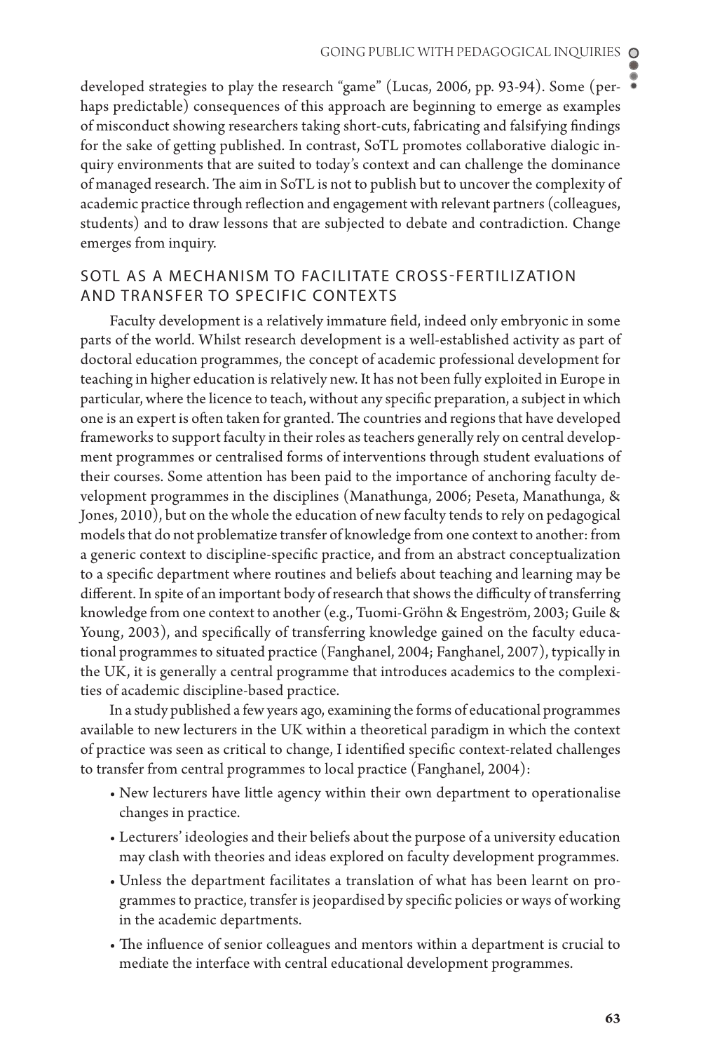developed strategies to play the research "game" (Lucas, 2006, pp. 93-94). Some (perhaps predictable) consequences of this approach are beginning to emerge as examples of misconduct showing researchers taking short-cuts, fabricating and falsifying findings for the sake of getting published. In contrast, SoTL promotes collaborative dialogic inquiry environments that are suited to today's context and can challenge the dominance of managed research. The aim in SoTL is not to publish but to uncover the complexity of academic practice through reflection and engagement with relevant partners (colleagues, students) and to draw lessons that are subjected to debate and contradiction. Change emerges from inquiry.

## SOTL AS A MECHANISM TO FACILITATE CROSS-FERTILIZATION AND TRANSFER TO SPECIFIC CONTEXTS

Faculty development is a relatively immature field, indeed only embryonic in some parts of the world. Whilst research development is a well-established activity as part of doctoral education programmes, the concept of academic professional development for teaching in higher education is relatively new. It has not been fully exploited in Europe in particular, where the licence to teach, without any specific preparation, a subject in which one is an expert is often taken for granted. The countries and regions that have developed frameworks to support faculty in their roles as teachers generally rely on central development programmes or centralised forms of interventions through student evaluations of their courses. Some attention has been paid to the importance of anchoring faculty development programmes in the disciplines (Manathunga, 2006; Peseta, Manathunga, & Jones, 2010), but on the whole the education of new faculty tends to rely on pedagogical models that do not problematize transfer of knowledge from one context to another: from a generic context to discipline-specific practice, and from an abstract conceptualization to a specific department where routines and beliefs about teaching and learning may be different. In spite of an important body of research that shows the difficulty of transferring knowledge from one context to another (e.g., Tuomi-Gröhn & Engeström, 2003; Guile & Young, 2003), and specifically of transferring knowledge gained on the faculty educational programmes to situated practice (Fanghanel, 2004; Fanghanel, 2007), typically in the UK, it is generally a central programme that introduces academics to the complexities of academic discipline-based practice.

In a study published a few years ago, examining the forms of educational programmes available to new lecturers in the UK within a theoretical paradigm in which the context of practice was seen as critical to change, I identified specific context-related challenges to transfer from central programmes to local practice (Fanghanel, 2004):

- New lecturers have little agency within their own department to operationalise changes in practice.
- Lecturers' ideologies and their beliefs about the purpose of a university education may clash with theories and ideas explored on faculty development programmes.
- Unless the department facilitates a translation of what has been learnt on programmes to practice, transfer is jeopardised by specific policies or ways of working in the academic departments.
- The influence of senior colleagues and mentors within a department is crucial to mediate the interface with central educational development programmes.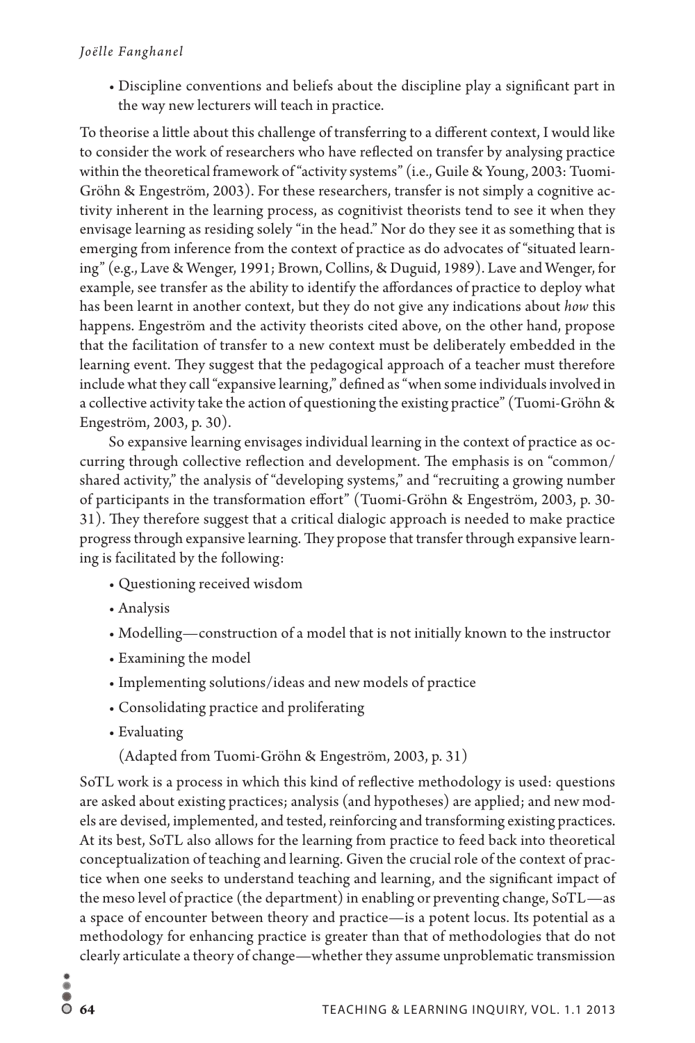- Discipline conventions and beliefs about the discipline play a significant part in the way new lecturers will teach in practice.

To theorise a little about this challenge of transferring to a different context, I would like to consider the work of researchers who have reflected on transfer by analysing practice within the theoretical framework of "activity systems" (i.e., Guile & Young, 2003: Tuomi-Gröhn & Engeström, 2003). For these researchers, transfer is not simply a cognitive activity inherent in the learning process, as cognitivist theorists tend to see it when they envisage learning as residing solely "in the head." Nor do they see it as something that is emerging from inference from the context of practice as do advocates of "situated learning" (e.g., Lave & Wenger, 1991; Brown, Collins, & Duguid, 1989). Lave and Wenger, for example, see transfer as the ability to identify the affordances of practice to deploy what has been learnt in another context, but they do not give any indications about *how* this happens. Engeström and the activity theorists cited above, on the other hand, propose that the facilitation of transfer to a new context must be deliberately embedded in the learning event. They suggest that the pedagogical approach of a teacher must therefore include what they call "expansive learning," defined as "when some individuals involved in a collective activity take the action of questioning the existing practice" (Tuomi-Gröhn & Engeström, 2003, p. 30).

So expansive learning envisages individual learning in the context of practice as occurring through collective reflection and development. The emphasis is on "common/shared activity," the analysis of "developing systems," and "recruiting a growing number of participants in the transformation effort" (Tuomi-Gröhn & Engeström, 2003, p. 30-31). They therefore suggest that a critical dialogic approach is needed to make practice progress through expansive learning. They propose that transfer through expansive learning is facilitated by the following:

- Questioning received wisdom
- Analysis
- Modelling—construction of a model that is not initially known to the instructor
- Examining the model
- Implementing solutions/ideas and new models of practice
- Consolidating practice and proliferating
- Evaluating

(Adapted from Tuomi-Gröhn & Engeström, 2003, p. 31)

SoTL work is a process in which this kind of reflective methodology is used: questions are asked about existing practices; analysis (and hypotheses) are applied; and new models are devised, implemented, and tested, reinforcing and transforming existing practices. At its best, SoTL also allows for the learning from practice to feed back into theoretical conceptualization of teaching and learning. Given the crucial role of the context of practice when one seeks to understand teaching and learning, and the significant impact of the meso level of practice (the department) in enabling or preventing change, SoTL—as a space of encounter between theory and practice—is a potent locus. Its potential as a methodology for enhancing practice is greater than that of methodologies that do not clearly articulate a theory of change—whether they assume unproblematic transmission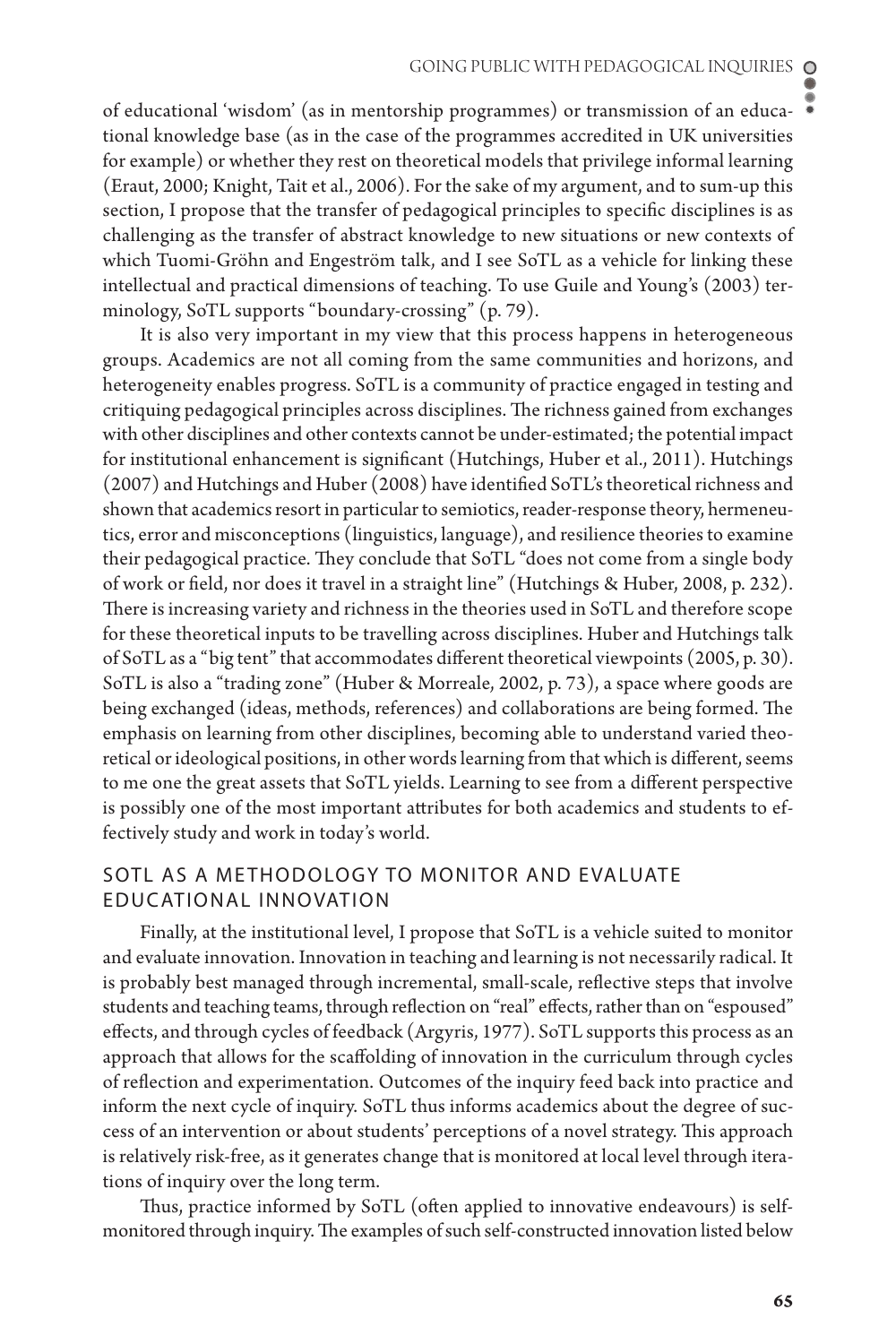of educational 'wisdom' (as in mentorship programmes) or transmission of an educational knowledge base (as in the case of the programmes accredited in UK universities for example) or whether they rest on theoretical models that privilege informal learning (Eraut, 2000; Knight, Tait et al., 2006). For the sake of my argument, and to sum-up this section, I propose that the transfer of pedagogical principles to specific disciplines is as challenging as the transfer of abstract knowledge to new situations or new contexts of which Tuomi-Gröhn and Engeström talk, and I see SoTL as a vehicle for linking these intellectual and practical dimensions of teaching. To use Guile and Young's (2003) terminology, SoTL supports "boundary-crossing" (p. 79).

It is also very important in my view that this process happens in heterogeneous groups. Academics are not all coming from the same communities and horizons, and heterogeneity enables progress. SoTL is a community of practice engaged in testing and critiquing pedagogical principles across disciplines. The richness gained from exchanges with other disciplines and other contexts cannot be under-estimated; the potential impact for institutional enhancement is significant (Hutchings, Huber et al., 2011). Hutchings (2007) and Hutchings and Huber (2008) have identified SoTL's theoretical richness and shown that academics resort in particular to semiotics, reader-response theory, hermeneutics, error and misconceptions (linguistics, language), and resilience theories to examine their pedagogical practice. They conclude that SoTL "does not come from a single body of work or field, nor does it travel in a straight line" (Hutchings & Huber, 2008, p. 232). There is increasing variety and richness in the theories used in SoTL and therefore scope for these theoretical inputs to be travelling across disciplines. Huber and Hutchings talk of SoTL as a "big tent" that accommodates different theoretical viewpoints (2005, p. 30). SoTL is also a "trading zone" (Huber & Morreale, 2002, p. 73), a space where goods are being exchanged (ideas, methods, references) and collaborations are being formed. The emphasis on learning from other disciplines, becoming able to understand varied theoretical or ideological positions, in other words learning from that which is different, seems to me one the great assets that SoTL yields. Learning to see from a different perspective is possibly one of the most important attributes for both academics and students to effectively study and work in today's world.

## SOTL AS A METHODOLOGY TO MONITOR AND EVALUATE EDUCATIONAL INNOVATION

Finally, at the institutional level, I propose that SoTL is a vehicle suited to monitor and evaluate innovation. Innovation in teaching and learning is not necessarily radical. It is probably best managed through incremental, small-scale, reflective steps that involve students and teaching teams, through reflection on "real" effects, rather than on "espoused" effects, and through cycles of feedback (Argyris, 1977). SoTL supports this process as an approach that allows for the scaffolding of innovation in the curriculum through cycles of reflection and experimentation. Outcomes of the inquiry feed back into practice and inform the next cycle of inquiry. SoTL thus informs academics about the degree of success of an intervention or about students' perceptions of a novel strategy. This approach is relatively risk-free, as it generates change that is monitored at local level through iterations of inquiry over the long term.

Thus, practice informed by SoTL (often applied to innovative endeavours) is self-monitored through inquiry. The examples of such self-constructed innovation listed below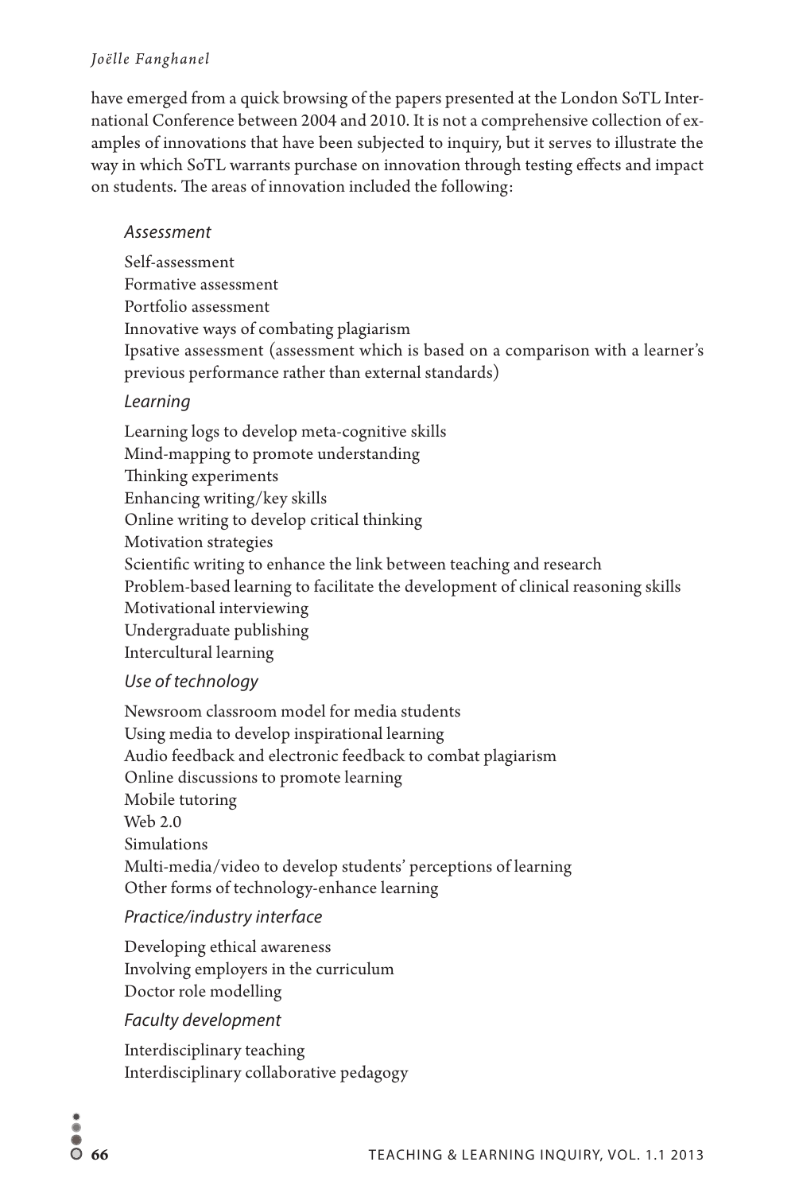have emerged from a quick browsing of the papers presented at the London SoTL International Conference between 2004 and 2010. It is not a comprehensive collection of examples of innovations that have been subjected to inquiry, but it serves to illustrate the way in which SoTL warrants purchase on innovation through testing effects and impact on students. The areas of innovation included the following:

*Assessment*

Self-assessment
Formative assessment
Portfolio assessment
Innovative ways of combating plagiarism
Ipsative assessment (assessment which is based on a comparison with a learner's previous performance rather than external standards)

*Learning*

Learning logs to develop meta-cognitive skills
Mind-mapping to promote understanding
Thinking experiments
Enhancing writing/key skills
Online writing to develop critical thinking
Motivation strategies
Scientific writing to enhance the link between teaching and research
Problem-based learning to facilitate the development of clinical reasoning skills
Motivational interviewing
Undergraduate publishing
Intercultural learning

*Use of technology*

Newsroom classroom model for media students
Using media to develop inspirational learning
Audio feedback and electronic feedback to combat plagiarism
Online discussions to promote learning
Mobile tutoring
Web 2.0
Simulations
Multi-media/video to develop students' perceptions of learning
Other forms of technology-enhance learning

*Practice/industry interface*

Developing ethical awareness
Involving employers in the curriculum
Doctor role modelling

*Faculty development*

Interdisciplinary teaching
Interdisciplinary collaborative pedagogy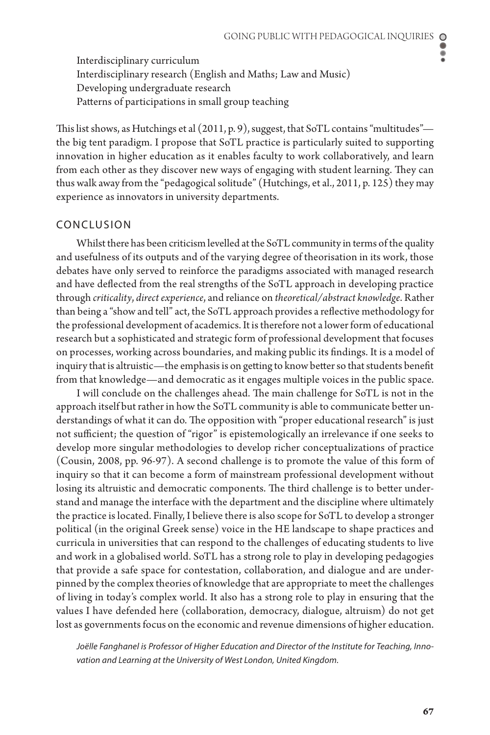Interdisciplinary curriculum
Interdisciplinary research (English and Maths; Law and Music)
Developing undergraduate research
Patterns of participations in small group teaching

This list shows, as Hutchings et al (2011, p. 9), suggest, that SoTL contains "multitudes"—the big tent paradigm. I propose that SoTL practice is particularly suited to supporting innovation in higher education as it enables faculty to work collaboratively, and learn from each other as they discover new ways of engaging with student learning. They can thus walk away from the "pedagogical solitude" (Hutchings, et al., 2011, p. 125) they may experience as innovators in university departments.

## CONCLUSION

Whilst there has been criticism levelled at the SoTL community in terms of the quality and usefulness of its outputs and of the varying degree of theorisation in its work, those debates have only served to reinforce the paradigms associated with managed research and have deflected from the real strengths of the SoTL approach in developing practice through *criticality*, *direct experience*, and reliance on *theoretical/abstract knowledge*. Rather than being a "show and tell" act, the SoTL approach provides a reflective methodology for the professional development of academics. It is therefore not a lower form of educational research but a sophisticated and strategic form of professional development that focuses on processes, working across boundaries, and making public its findings. It is a model of inquiry that is altruistic—the emphasis is on getting to know better so that students benefit from that knowledge—and democratic as it engages multiple voices in the public space.

I will conclude on the challenges ahead. The main challenge for SoTL is not in the approach itself but rather in how the SoTL community is able to communicate better understandings of what it can do. The opposition with "proper educational research" is just not sufficient; the question of "rigor" is epistemologically an irrelevance if one seeks to develop more singular methodologies to develop richer conceptualizations of practice (Cousin, 2008, pp. 96-97). A second challenge is to promote the value of this form of inquiry so that it can become a form of mainstream professional development without losing its altruistic and democratic components. The third challenge is to better understand and manage the interface with the department and the discipline where ultimately the practice is located. Finally, I believe there is also scope for SoTL to develop a stronger political (in the original Greek sense) voice in the HE landscape to shape practices and curricula in universities that can respond to the challenges of educating students to live and work in a globalised world. SoTL has a strong role to play in developing pedagogies that provide a safe space for contestation, collaboration, and dialogue and are underpinned by the complex theories of knowledge that are appropriate to meet the challenges of living in today's complex world. It also has a strong role to play in ensuring that the values I have defended here (collaboration, democracy, dialogue, altruism) do not get lost as governments focus on the economic and revenue dimensions of higher education.

*Joëlle Fanghanel is Professor of Higher Education and Director of the Institute for Teaching, Innovation and Learning at the University of West London, United Kingdom.*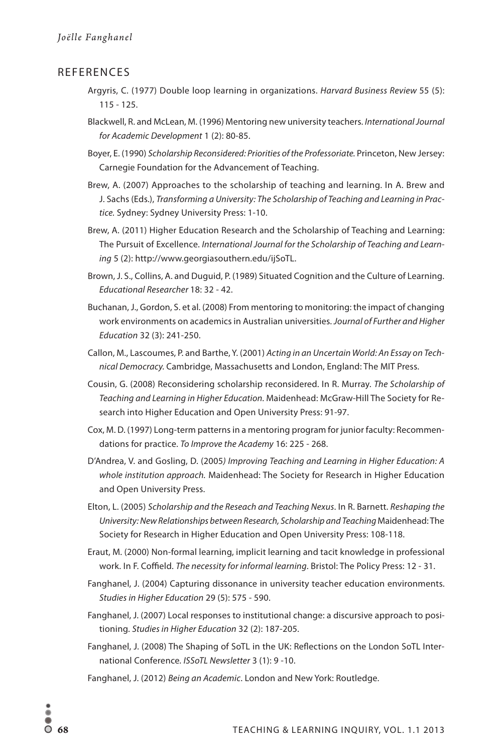## REFERENCES

Argyris, C. (1977) Double loop learning in organizations. *Harvard Business Review* 55 (5): 115 - 125.

Blackwell, R. and McLean, M. (1996) Mentoring new university teachers. *International Journal for Academic Development* 1 (2): 80-85.

Boyer, E. (1990) *Scholarship Reconsidered: Priorities of the Professoriate.* Princeton, New Jersey: Carnegie Foundation for the Advancement of Teaching.

Brew, A. (2007) Approaches to the scholarship of teaching and learning. In A. Brew and J. Sachs (Eds.), *Transforming a University: The Scholarship of Teaching and Learning in Practice.* Sydney: Sydney University Press: 1-10.

Brew, A. (2011) Higher Education Research and the Scholarship of Teaching and Learning: The Pursuit of Excellence. *International Journal for the Scholarship of Teaching and Learning* 5 (2): http://www.georgiasouthern.edu/ijSoTL.

Brown, J. S., Collins, A. and Duguid, P. (1989) Situated Cognition and the Culture of Learning. *Educational Researcher* 18: 32 - 42.

Buchanan, J., Gordon, S. et al. (2008) From mentoring to monitoring: the impact of changing work environments on academics in Australian universities. *Journal of Further and Higher Education* 32 (3): 241-250.

Callon, M., Lascoumes, P. and Barthe, Y. (2001) *Acting in an Uncertain World: An Essay on Technical Democracy.* Cambridge, Massachusetts and London, England: The MIT Press.

Cousin, G. (2008) Reconsidering scholarship reconsidered. In R. Murray. *The Scholarship of Teaching and Learning in Higher Education*. Maidenhead: McGraw-Hill The Society for Research into Higher Education and Open University Press: 91-97.

Cox, M. D. (1997) Long-term patterns in a mentoring program for junior faculty: Recommendations for practice. *To Improve the Academy* 16: 225 - 268.

D'Andrea, V. and Gosling, D. (2005*) Improving Teaching and Learning in Higher Education: A whole institution approach.* Maidenhead: The Society for Research in Higher Education and Open University Press.

Elton, L. (2005) *Scholarship and the Reseach and Teaching Nexus*. In R. Barnett. *Reshaping the University: New Relationships between Research, Scholarship and Teaching* Maidenhead: The Society for Research in Higher Education and Open University Press: 108-118.

Eraut, M. (2000) Non-formal learning, implicit learning and tacit knowledge in professional work. In F. Coffield. *The necessity for informal learning*. Bristol: The Policy Press: 12 - 31.

Fanghanel, J. (2004) Capturing dissonance in university teacher education environments. *Studies in Higher Education* 29 (5): 575 - 590.

Fanghanel, J. (2007) Local responses to institutional change: a discursive approach to positioning. *Studies in Higher Education* 32 (2): 187-205.

Fanghanel, J. (2008) The Shaping of SoTL in the UK: Reflections on the London SoTL International Conference. *ISSoTL Newsletter* 3 (1): 9 -10.

Fanghanel, J. (2012) *Being an Academic*. London and New York: Routledge.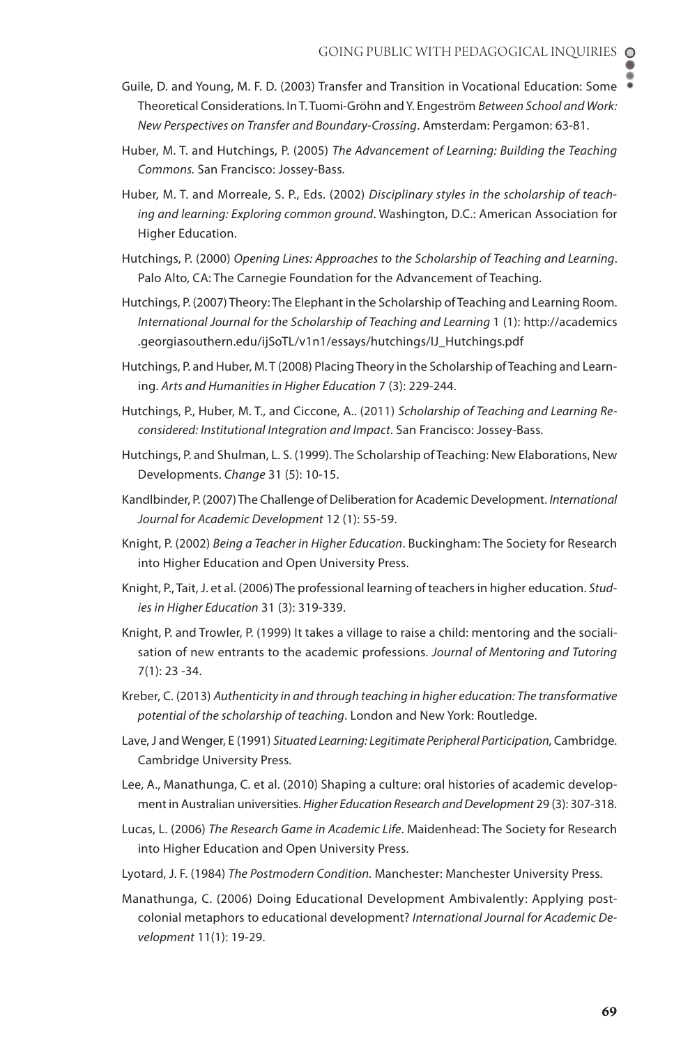Guile, D. and Young, M. F. D. (2003) Transfer and Transition in Vocational Education: Some Theoretical Considerations. In T. Tuomi-Gröhn and Y. Engeström *Between School and Work: New Perspectives on Transfer and Boundary-Crossing*. Amsterdam: Pergamon: 63-81.

Huber, M. T. and Hutchings, P. (2005) *The Advancement of Learning: Building the Teaching Commons.* San Francisco: Jossey-Bass.

Huber, M. T. and Morreale, S. P., Eds. (2002) *Disciplinary styles in the scholarship of teaching and learning: Exploring common ground*. Washington, D.C.: American Association for Higher Education.

Hutchings, P. (2000) *Opening Lines: Approaches to the Scholarship of Teaching and Learning*. Palo Alto, CA: The Carnegie Foundation for the Advancement of Teaching.

Hutchings, P. (2007) Theory: The Elephant in the Scholarship of Teaching and Learning Room. *International Journal for the Scholarship of Teaching and Learning* 1 (1): http://academics.georgiasouthern.edu/ijSoTL/v1n1/essays/hutchings/IJ_Hutchings.pdf

Hutchings, P. and Huber, M. T (2008) Placing Theory in the Scholarship of Teaching and Learning. *Arts and Humanities in Higher Education* 7 (3): 229-244.

Hutchings, P., Huber, M. T., and Ciccone, A.. (2011) *Scholarship of Teaching and Learning Reconsidered: Institutional Integration and Impact*. San Francisco: Jossey-Bass.

Hutchings, P. and Shulman, L. S. (1999). The Scholarship of Teaching: New Elaborations, New Developments. *Change* 31 (5): 10-15.

Kandlbinder, P. (2007) The Challenge of Deliberation for Academic Development. *International Journal for Academic Development* 12 (1): 55-59.

Knight, P. (2002) *Being a Teacher in Higher Education*. Buckingham: The Society for Research into Higher Education and Open University Press.

Knight, P., Tait, J. et al. (2006) The professional learning of teachers in higher education. *Studies in Higher Education* 31 (3): 319-339.

Knight, P. and Trowler, P. (1999) It takes a village to raise a child: mentoring and the socialisation of new entrants to the academic professions. *Journal of Mentoring and Tutoring* 7(1): 23 -34.

Kreber, C. (2013) *Authenticity in and through teaching in higher education: The transformative potential of the scholarship of teaching*. London and New York: Routledge.

Lave, J and Wenger, E (1991) *Situated Learning: Legitimate Peripheral Participation,* Cambridge. Cambridge University Press.

Lee, A., Manathunga, C. et al. (2010) Shaping a culture: oral histories of academic development in Australian universities. *Higher Education Research and Development* 29 (3): 307-318.

Lucas, L. (2006) *The Research Game in Academic Life*. Maidenhead: The Society for Research into Higher Education and Open University Press.

Lyotard, J. F. (1984) *The Postmodern Condition.* Manchester: Manchester University Press.

Manathunga, C. (2006) Doing Educational Development Ambivalently: Applying post-colonial metaphors to educational development? *International Journal for Academic Development* 11(1): 19-29.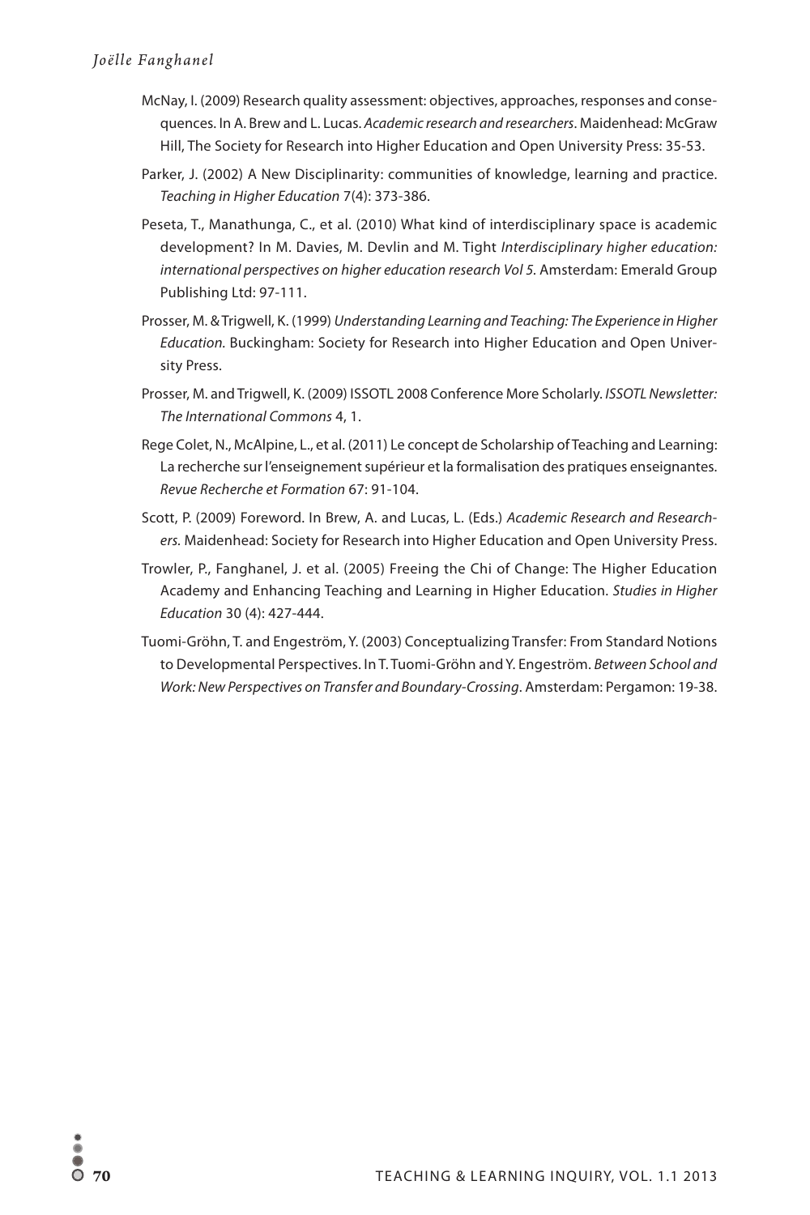McNay, I. (2009) Research quality assessment: objectives, approaches, responses and consequences. In A. Brew and L. Lucas. *Academic research and researchers*. Maidenhead: McGraw Hill, The Society for Research into Higher Education and Open University Press: 35-53.

Parker, J. (2002) A New Disciplinarity: communities of knowledge, learning and practice. *Teaching in Higher Education* 7(4): 373-386.

Peseta, T., Manathunga, C., et al. (2010) What kind of interdisciplinary space is academic development? In M. Davies, M. Devlin and M. Tight *Interdisciplinary higher education: international perspectives on higher education research Vol 5.* Amsterdam: Emerald Group Publishing Ltd: 97-111.

Prosser, M. & Trigwell, K. (1999) *Understanding Learning and Teaching: The Experience in Higher Education.* Buckingham: Society for Research into Higher Education and Open University Press.

Prosser, M. and Trigwell, K. (2009) ISSOTL 2008 Conference More Scholarly. *ISSOTL Newsletter: The International Commons* 4, 1.

Rege Colet, N., McAlpine, L., et al. (2011) Le concept de Scholarship of Teaching and Learning: La recherche sur l'enseignement supérieur et la formalisation des pratiques enseignantes. *Revue Recherche et Formation* 67: 91-104.

Scott, P. (2009) Foreword. In Brew, A. and Lucas, L. (Eds.) *Academic Research and Researchers.* Maidenhead: Society for Research into Higher Education and Open University Press.

Trowler, P., Fanghanel, J. et al. (2005) Freeing the Chi of Change: The Higher Education Academy and Enhancing Teaching and Learning in Higher Education. *Studies in Higher Education* 30 (4): 427-444.

Tuomi-Gröhn, T. and Engeström, Y. (2003) Conceptualizing Transfer: From Standard Notions to Developmental Perspectives. In T. Tuomi-Gröhn and Y. Engeström. *Between School and Work: New Perspectives on Transfer and Boundary-Crossing*. Amsterdam: Pergamon: 19-38.